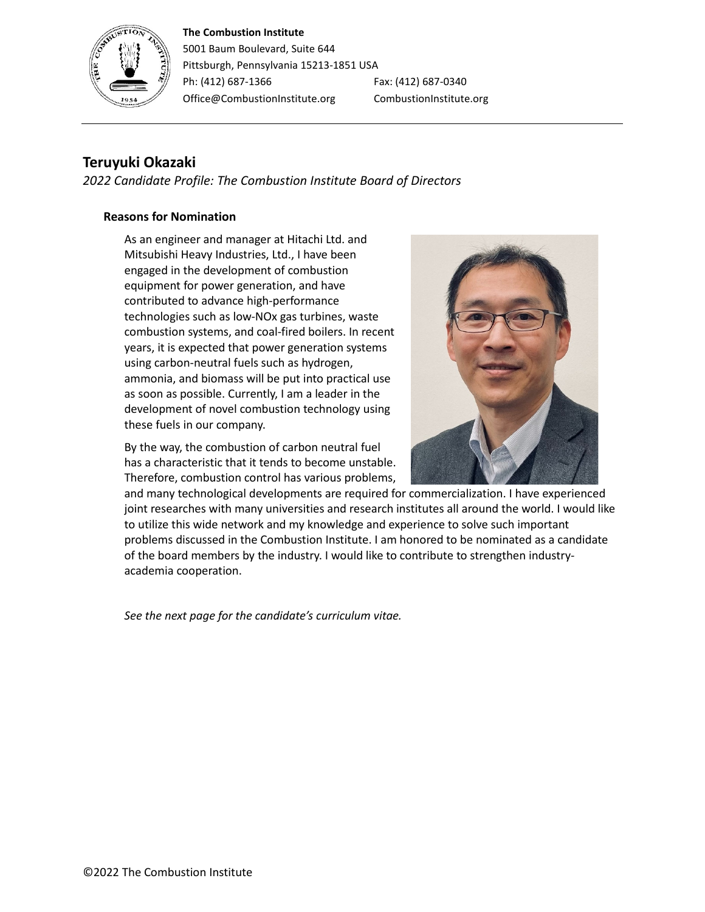**The Combustion Institute**
5001 Baum Boulevard, Suite 644
Pittsburgh, Pennsylvania 15213-1851 USA
Ph: (412) 687-1366 Fax: (412) 687-0340
Office@CombustionInstitute.org CombustionInstitute.org

## Teruyuki Okazaki

*2022 Candidate Profile: The Combustion Institute Board of Directors*

### Reasons for Nomination

As an engineer and manager at Hitachi Ltd. and Mitsubishi Heavy Industries, Ltd., I have been engaged in the development of combustion equipment for power generation, and have contributed to advance high-performance technologies such as low-NOx gas turbines, waste combustion systems, and coal-fired boilers. In recent years, it is expected that power generation systems using carbon-neutral fuels such as hydrogen, ammonia, and biomass will be put into practical use as soon as possible. Currently, I am a leader in the development of novel combustion technology using these fuels in our company.

By the way, the combustion of carbon neutral fuel has a characteristic that it tends to become unstable. Therefore, combustion control has various problems, and many technological developments are required for commercialization. I have experienced joint researches with many universities and research institutes all around the world. I would like to utilize this wide network and my knowledge and experience to solve such important problems discussed in the Combustion Institute. I am honored to be nominated as a candidate of the board members by the industry. I would like to contribute to strengthen industry-academia cooperation.

*See the next page for the candidate's curriculum vitae.*

©2022 The Combustion Institute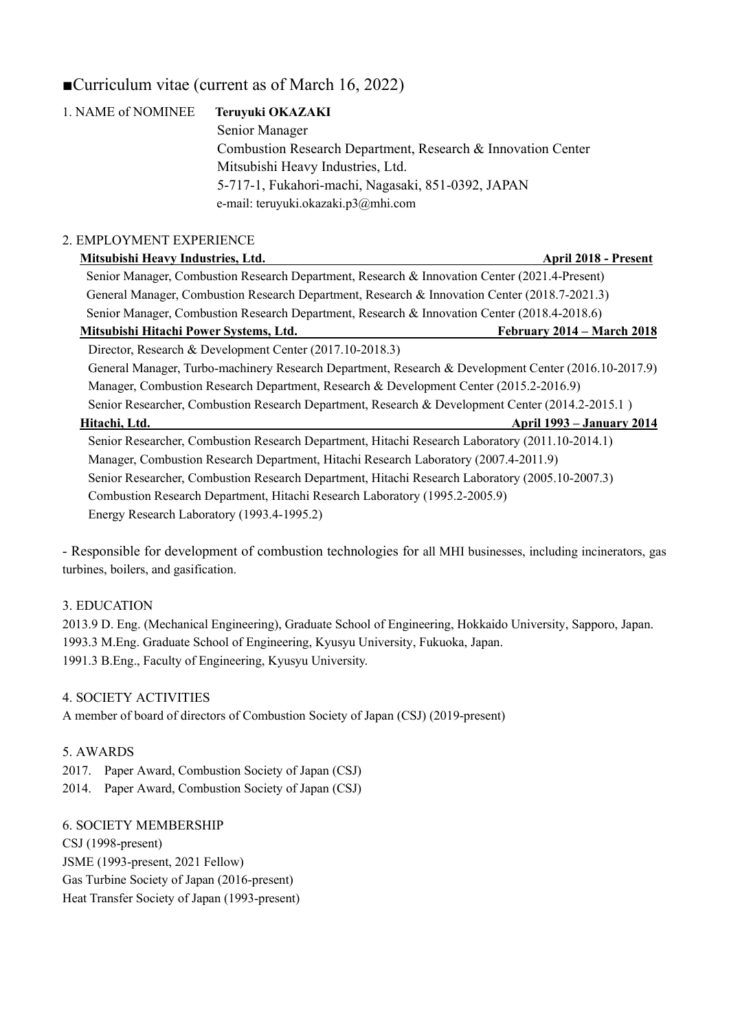# ■Curriculum vitae (current as of March 16, 2022)

1. NAME of NOMINEE **Teruyuki OKAZAKI**

Senior Manager
Combustion Research Department, Research & Innovation Center
Mitsubishi Heavy Industries, Ltd.
5-717-1, Fukahori-machi, Nagasaki, 851-0392, JAPAN
e-mail: teruyuki.okazaki.p3@mhi.com

2. EMPLOYMENT EXPERIENCE

**Mitsubishi Heavy Industries, Ltd.** **April 2018 - Present**

Senior Manager, Combustion Research Department, Research & Innovation Center (2021.4-Present)
General Manager, Combustion Research Department, Research & Innovation Center (2018.7-2021.3)
Senior Manager, Combustion Research Department, Research & Innovation Center (2018.4-2018.6)

**Mitsubishi Hitachi Power Systems, Ltd.** **February 2014 – March 2018**

Director, Research & Development Center (2017.10-2018.3)
General Manager, Turbo-machinery Research Department, Research & Development Center (2016.10-2017.9)
Manager, Combustion Research Department, Research & Development Center (2015.2-2016.9)
Senior Researcher, Combustion Research Department, Research & Development Center (2014.2-2015.1 )

**Hitachi, Ltd.** **April 1993 – January 2014**

Senior Researcher, Combustion Research Department, Hitachi Research Laboratory (2011.10-2014.1)
Manager, Combustion Research Department, Hitachi Research Laboratory (2007.4-2011.9)
Senior Researcher, Combustion Research Department, Hitachi Research Laboratory (2005.10-2007.3)
Combustion Research Department, Hitachi Research Laboratory (1995.2-2005.9)
Energy Research Laboratory (1993.4-1995.2)

- Responsible for development of combustion technologies for all MHI businesses, including incinerators, gas turbines, boilers, and gasification.

3. EDUCATION

2013.9 D. Eng. (Mechanical Engineering), Graduate School of Engineering, Hokkaido University, Sapporo, Japan.
1993.3 M.Eng. Graduate School of Engineering, Kyusyu University, Fukuoka, Japan.
1991.3 B.Eng., Faculty of Engineering, Kyusyu University.

4. SOCIETY ACTIVITIES

A member of board of directors of Combustion Society of Japan (CSJ) (2019-present)

5. AWARDS

2017. Paper Award, Combustion Society of Japan (CSJ)
2014. Paper Award, Combustion Society of Japan (CSJ)

6. SOCIETY MEMBERSHIP

CSJ (1998-present)
JSME (1993-present, 2021 Fellow)
Gas Turbine Society of Japan (2016-present)
Heat Transfer Society of Japan (1993-present)